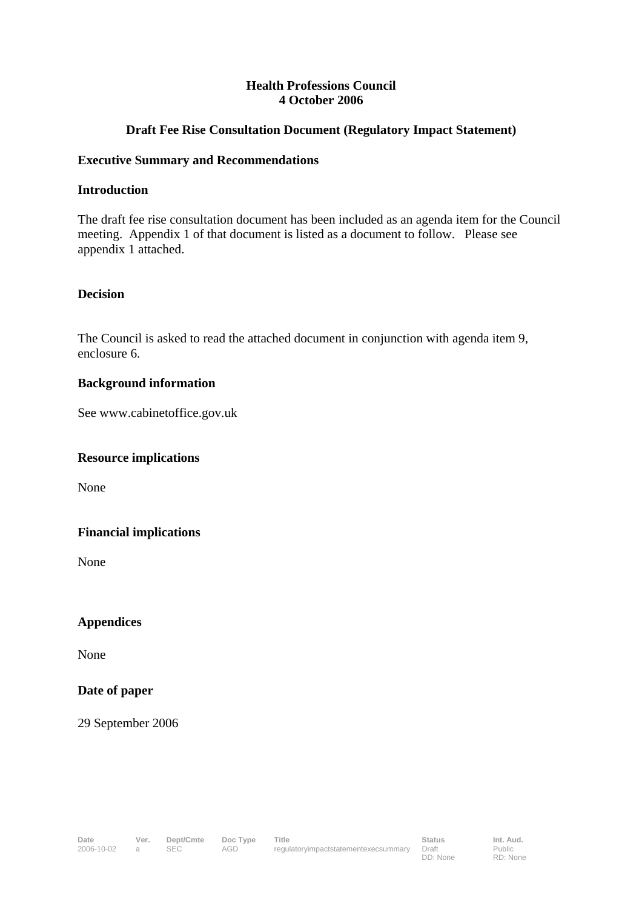**Health Professions Council**
**4 October 2006**

**Draft Fee Rise Consultation Document (Regulatory Impact Statement)**

**Executive Summary and Recommendations**

**Introduction**

The draft fee rise consultation document has been included as an agenda item for the Council meeting. Appendix 1 of that document is listed as a document to follow. Please see appendix 1 attached.

**Decision**

The Council is asked to read the attached document in conjunction with agenda item 9, enclosure 6.

**Background information**

See www.cabinetoffice.gov.uk

**Resource implications**

None

**Financial implications**

None

**Appendices**

None

**Date of paper**

29 September 2006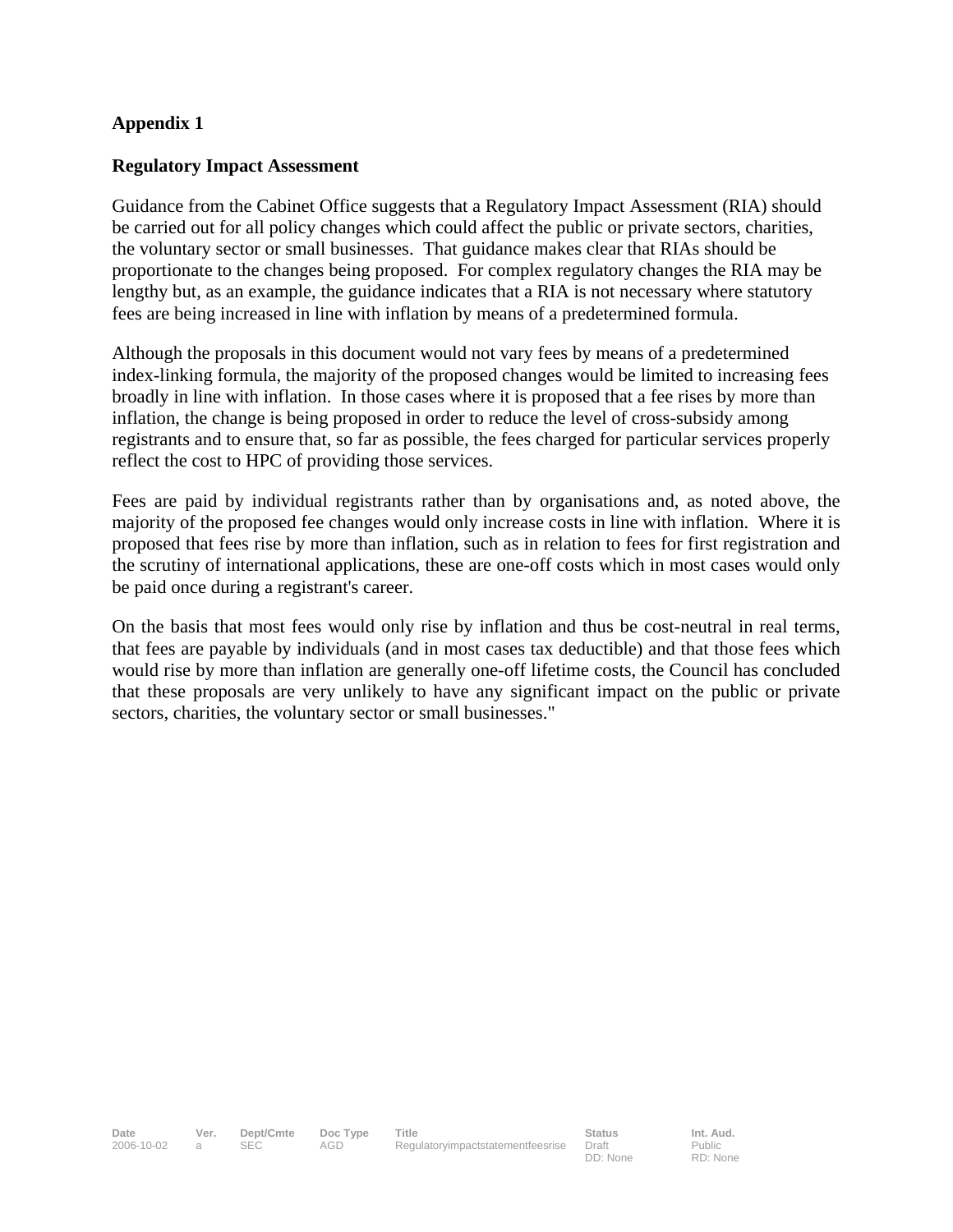**Appendix 1**

**Regulatory Impact Assessment**

Guidance from the Cabinet Office suggests that a Regulatory Impact Assessment (RIA) should be carried out for all policy changes which could affect the public or private sectors, charities, the voluntary sector or small businesses. That guidance makes clear that RIAs should be proportionate to the changes being proposed. For complex regulatory changes the RIA may be lengthy but, as an example, the guidance indicates that a RIA is not necessary where statutory fees are being increased in line with inflation by means of a predetermined formula.

Although the proposals in this document would not vary fees by means of a predetermined index-linking formula, the majority of the proposed changes would be limited to increasing fees broadly in line with inflation. In those cases where it is proposed that a fee rises by more than inflation, the change is being proposed in order to reduce the level of cross-subsidy among registrants and to ensure that, so far as possible, the fees charged for particular services properly reflect the cost to HPC of providing those services.

Fees are paid by individual registrants rather than by organisations and, as noted above, the majority of the proposed fee changes would only increase costs in line with inflation. Where it is proposed that fees rise by more than inflation, such as in relation to fees for first registration and the scrutiny of international applications, these are one-off costs which in most cases would only be paid once during a registrant's career.

On the basis that most fees would only rise by inflation and thus be cost-neutral in real terms, that fees are payable by individuals (and in most cases tax deductible) and that those fees which would rise by more than inflation are generally one-off lifetime costs, the Council has concluded that these proposals are very unlikely to have any significant impact on the public or private sectors, charities, the voluntary sector or small businesses."